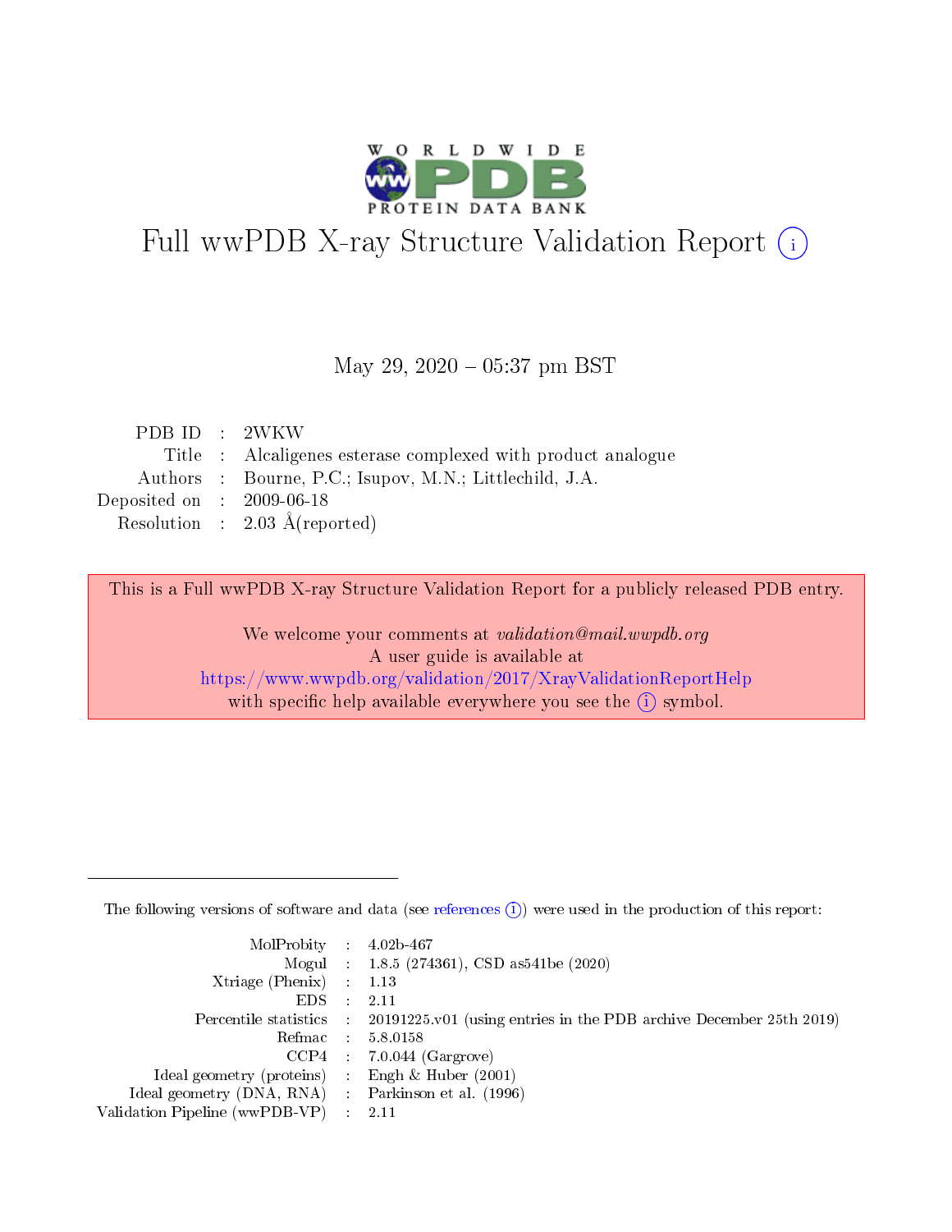# Full wwPDB X-ray Structure Validation Report (i)

May 29, 2020 – 05:37 pm BST

| | | |
|---|---|---|
| PDB ID | : | 2WKW |
| Title | : | Alcaligenes esterase complexed with product analogue |
| Authors | : | Bourne, P.C.; Isupov, M.N.; Littlechild, J.A. |
| Deposited on | : | 2009-06-18 |
| Resolution | : | 2.03 Å(reported) |

This is a Full wwPDB X-ray Structure Validation Report for a publicly released PDB entry.

We welcome your comments at *validation@mail.wwpdb.org*
A user guide is available at
https://www.wwpdb.org/validation/2017/XrayValidationReportHelp
with specific help available everywhere you see the (i) symbol.

---

The following versions of software and data (see references (i)) were used in the production of this report:

| | | |
|---|---|---|
| MolProbity | : | 4.02b-467 |
| Mogul | : | 1.8.5 (274361), CSD as541be (2020) |
| Xtriage (Phenix) | : | 1.13 |
| EDS | : | 2.11 |
| Percentile statistics | : | 20191225.v01 (using entries in the PDB archive December 25th 2019) |
| Refmac | : | 5.8.0158 |
| CCP4 | : | 7.0.044 (Gargrove) |
| Ideal geometry (proteins) | : | Engh & Huber (2001) |
| Ideal geometry (DNA, RNA) | : | Parkinson et al. (1996) |
| Validation Pipeline (wwPDB-VP) | : | 2.11 |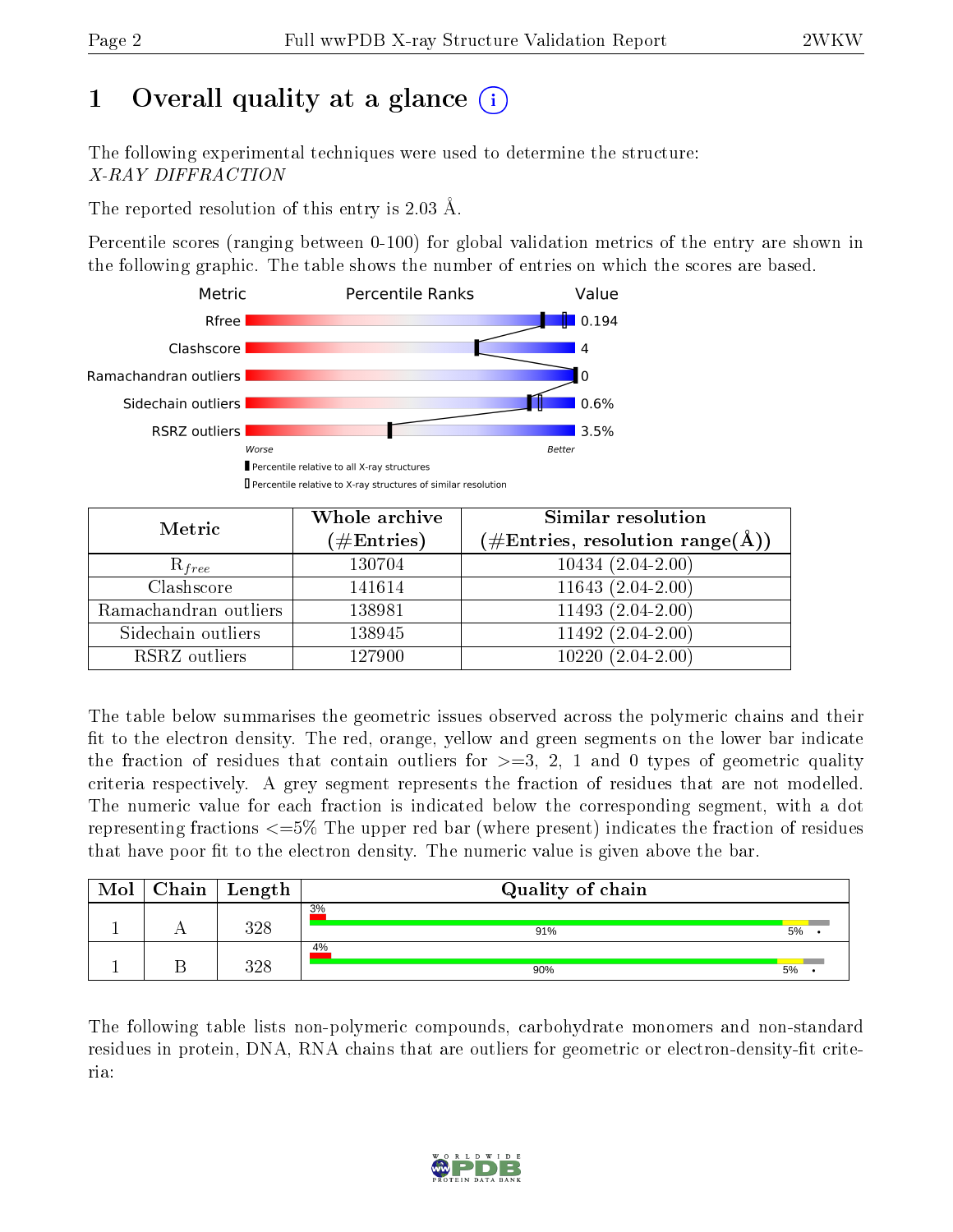# 1 Overall quality at a glance

The following experimental techniques were used to determine the structure:
*X-RAY DIFFRACTION*

The reported resolution of this entry is 2.03 Å.

Percentile scores (ranging between 0-100) for global validation metrics of the entry are shown in the following graphic. The table shows the number of entries on which the scores are based.

| Metric | Value |
|---|---|
| Rfree | 0.194 |
| Clashscore | 4 |
| Ramachandran outliers | 0 |
| Sidechain outliers | 0.6% |
| RSRZ outliers | 3.5% |

| Metric | Whole archive (#Entries) | Similar resolution (#Entries, resolution range(Å)) |
|---|---|---|
| $R_{free}$ | 130704 | 10434 (2.04-2.00) |
| Clashscore | 141614 | 11643 (2.04-2.00) |
| Ramachandran outliers | 138981 | 11493 (2.04-2.00) |
| Sidechain outliers | 138945 | 11492 (2.04-2.00) |
| RSRZ outliers | 127900 | 10220 (2.04-2.00) |

The table below summarises the geometric issues observed across the polymeric chains and their fit to the electron density. The red, orange, yellow and green segments on the lower bar indicate the fraction of residues that contain outliers for >=3, 2, 1 and 0 types of geometric quality criteria respectively. A grey segment represents the fraction of residues that are not modelled. The numeric value for each fraction is indicated below the corresponding segment, with a dot representing fractions <=5% The upper red bar (where present) indicates the fraction of residues that have poor fit to the electron density. The numeric value is given above the bar.

| Mol | Chain | Length | Quality of chain |
|---|---|---|---|
| 1 | A | 328 | 3% / 91% / 5% / • |
| 1 | B | 328 | 4% / 90% / 5% / • |

The following table lists non-polymeric compounds, carbohydrate monomers and non-standard residues in protein, DNA, RNA chains that are outliers for geometric or electron-density-fit criteria: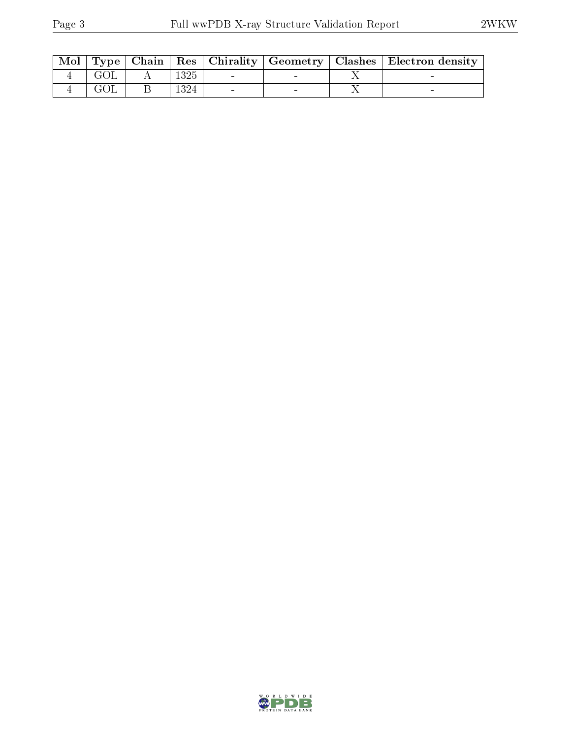| Mol | Type | Chain | Res | Chirality | Geometry | Clashes | Electron density |
|---|---|---|---|---|---|---|---|
| 4 | GOL | A | 1325 | - | - | X | - |
| 4 | GOL | B | 1324 | - | - | X | - |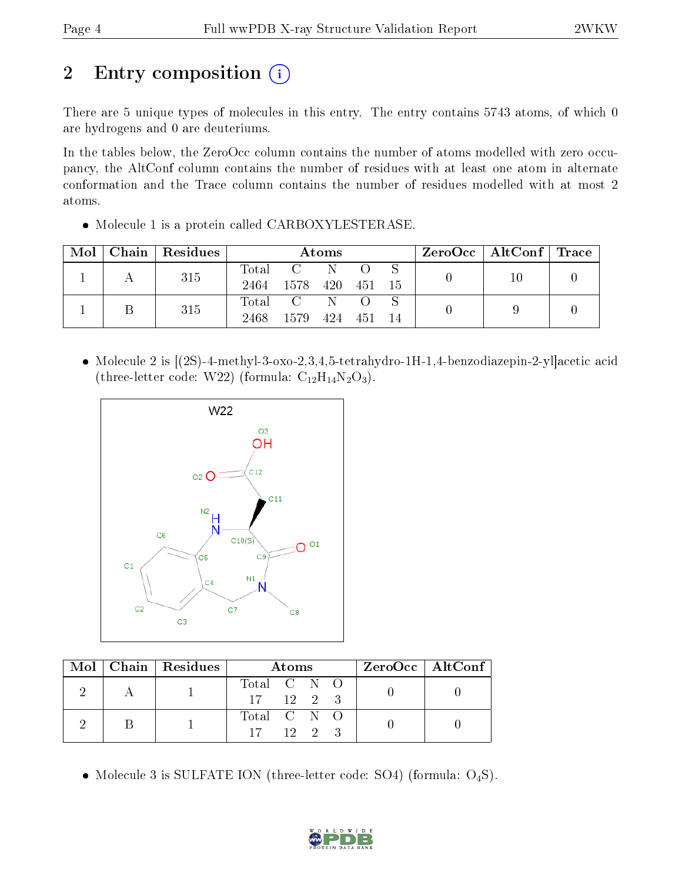# 2 Entry composition

There are 5 unique types of molecules in this entry. The entry contains 5743 atoms, of which 0 are hydrogens and 0 are deuteriums.

In the tables below, the ZeroOcc column contains the number of atoms modelled with zero occupancy, the AltConf column contains the number of residues with at least one atom in alternate conformation and the Trace column contains the number of residues modelled with at most 2 atoms.

- Molecule 1 is a protein called CARBOXYLESTERASE.

| Mol | Chain | Residues | Atoms | | | | | ZeroOcc | AltConf | Trace |
|---|---|---|---|---|---|---|---|---|---|---|
| 1 | A | 315 | Total 2464 | C 1578 | N 420 | O 451 | S 15 | 0 | 10 | 0 |
| 1 | B | 315 | Total 2468 | C 1579 | N 424 | O 451 | S 14 | 0 | 9 | 0 |

- Molecule 2 is [(2S)-4-methyl-3-oxo-2,3,4,5-tetrahydro-1H-1,4-benzodiazepin-2-yl]acetic acid (three-letter code: W22) (formula: $C_{12}H_{14}N_2O_3$).

| Mol | Chain | Residues | Atoms | | | | ZeroOcc | AltConf |
|---|---|---|---|---|---|---|---|---|
| 2 | A | 1 | Total 17 | C 12 | N 2 | O 3 | 0 | 0 |
| 2 | B | 1 | Total 17 | C 12 | N 2 | O 3 | 0 | 0 |

- Molecule 3 is SULFATE ION (three-letter code: SO4) (formula: $O_4S$).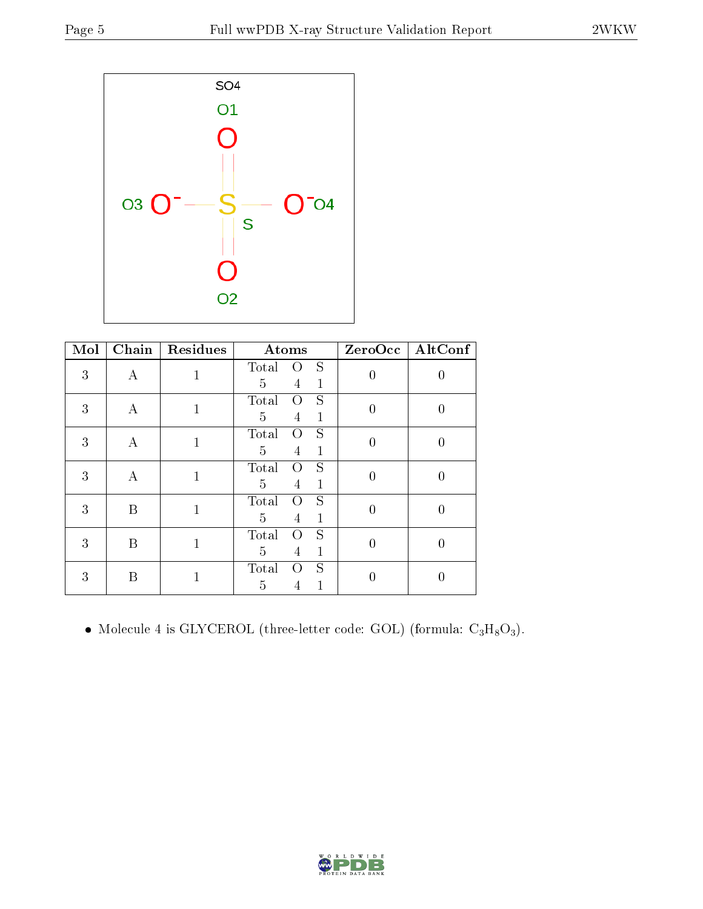| Mol | Chain | Residues | Atoms | | | ZeroOcc | AltConf |
|---|---|---|---|---|---|---|---|
| | | | Total | O | S | | |
| 3 | A | 1 | 5 | 4 | 1 | 0 | 0 |
| 3 | A | 1 | 5 | 4 | 1 | 0 | 0 |
| 3 | A | 1 | 5 | 4 | 1 | 0 | 0 |
| 3 | A | 1 | 5 | 4 | 1 | 0 | 0 |
| 3 | B | 1 | 5 | 4 | 1 | 0 | 0 |
| 3 | B | 1 | 5 | 4 | 1 | 0 | 0 |
| 3 | B | 1 | 5 | 4 | 1 | 0 | 0 |

- Molecule 4 is GLYCEROL (three-letter code: GOL) (formula: $C_3H_8O_3$).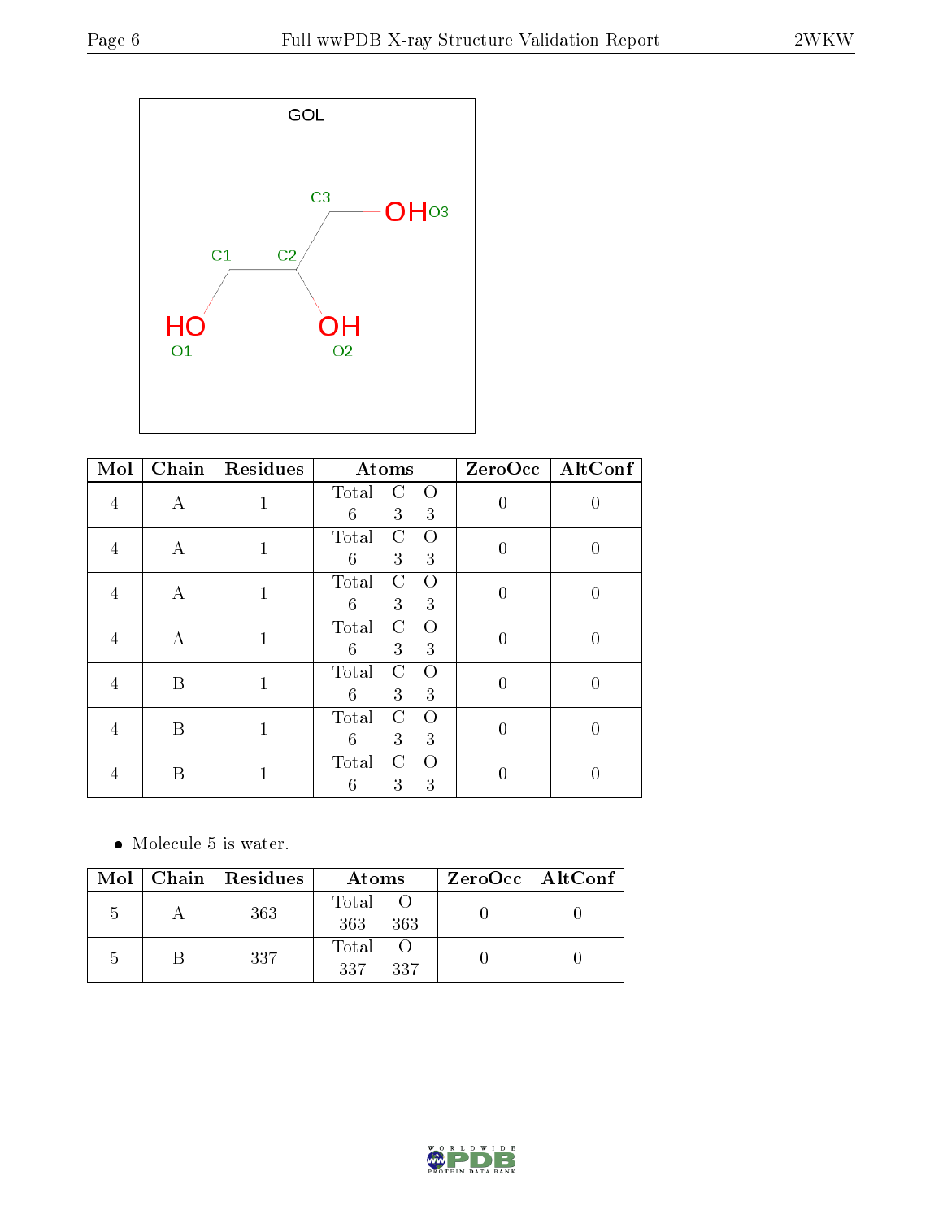GOL

| Mol | Chain | Residues | Atoms | ZeroOcc | AltConf |
|---|---|---|---|---|---|
| 4 | A | 1 | Total C O<br>6 3 3 | 0 | 0 |
| 4 | A | 1 | Total C O<br>6 3 3 | 0 | 0 |
| 4 | A | 1 | Total C O<br>6 3 3 | 0 | 0 |
| 4 | A | 1 | Total C O<br>6 3 3 | 0 | 0 |
| 4 | B | 1 | Total C O<br>6 3 3 | 0 | 0 |
| 4 | B | 1 | Total C O<br>6 3 3 | 0 | 0 |
| 4 | B | 1 | Total C O<br>6 3 3 | 0 | 0 |

- Molecule 5 is water.

| Mol | Chain | Residues | Atoms | ZeroOcc | AltConf |
|---|---|---|---|---|---|
| 5 | A | 363 | Total O<br>363 363 | 0 | 0 |
| 5 | B | 337 | Total O<br>337 337 | 0 | 0 |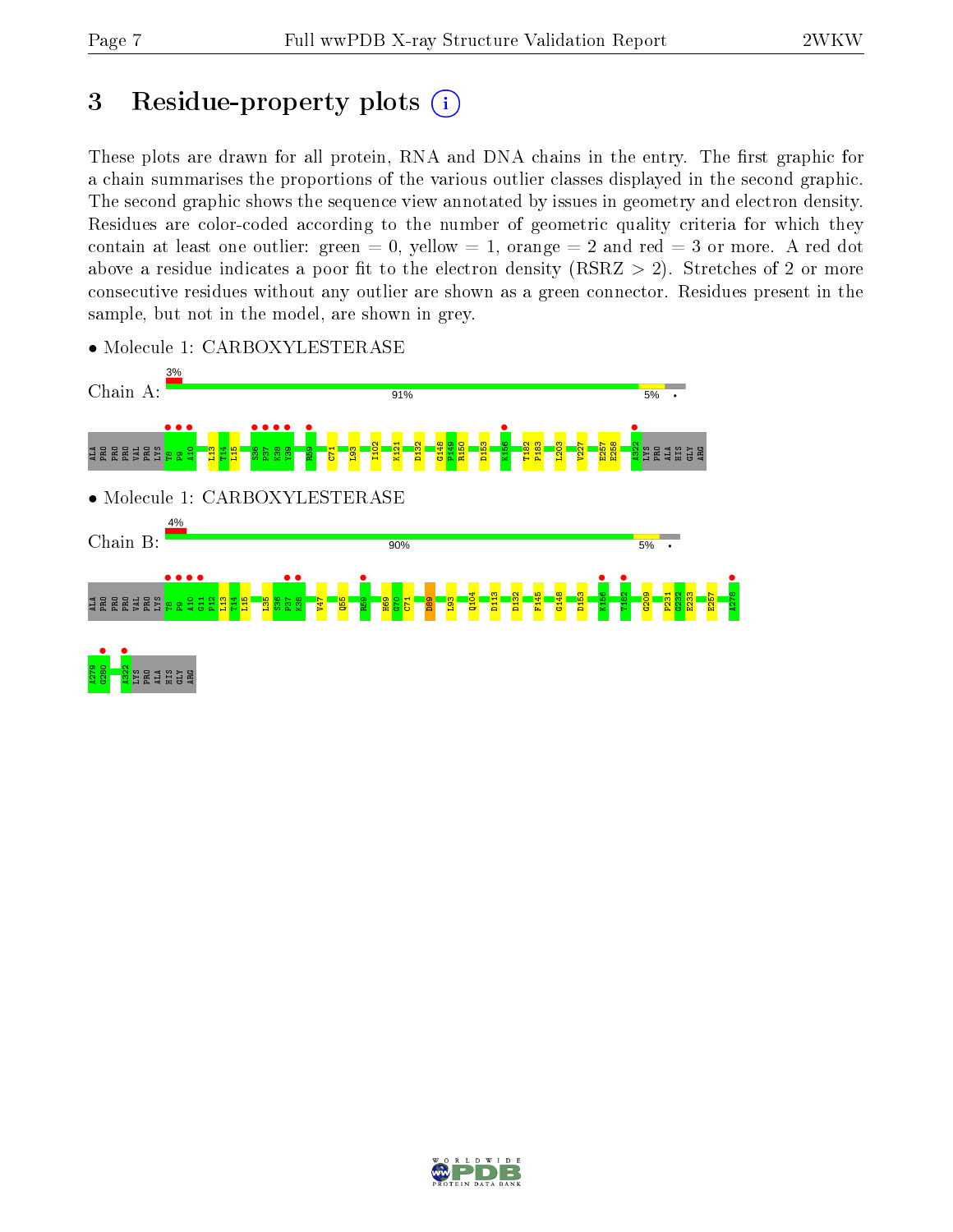# 3 Residue-property plots

These plots are drawn for all protein, RNA and DNA chains in the entry. The first graphic for a chain summarises the proportions of the various outlier classes displayed in the second graphic. The second graphic shows the sequence view annotated by issues in geometry and electron density. Residues are color-coded according to the number of geometric quality criteria for which they contain at least one outlier: green = 0, yellow = 1, orange = 2 and red = 3 or more. A red dot above a residue indicates a poor fit to the electron density (RSRZ > 2). Stretches of 2 or more consecutive residues without any outlier are shown as a green connector. Residues present in the sample, but not in the model, are shown in grey.

- Molecule 1: CARBOXYLESTERASE

Chain A: 3% | 91% | 5% | •

ALA PRO PRO PRO VAL PRO LYS T8 P9 A10 L13 T14 L15 S36 P37 K38 Y39 R59 C71 L93 I102 K121 D132 G148 P149 R150 D153 K156 T182 P183 L203 V227 E257 E258 A322 LYS PRO ALA HIS GLY ARG

- Molecule 1: CARBOXYLESTERASE

Chain B: 4% | 90% | 5% | •

ALA PRO PRO PRO VAL PRO LYS T8 P9 A10 G11 P12 L13 T14 L15 L35 S36 P37 K38 V47 Q55 R59 H69 G70 C71 D89 L93 Q104 D113 D132 F145 G148 D153 K156 T182 G209 P231 G232 E233 E257 A278 A279 G280 A322 LYS PRO ALA HIS GLY ARG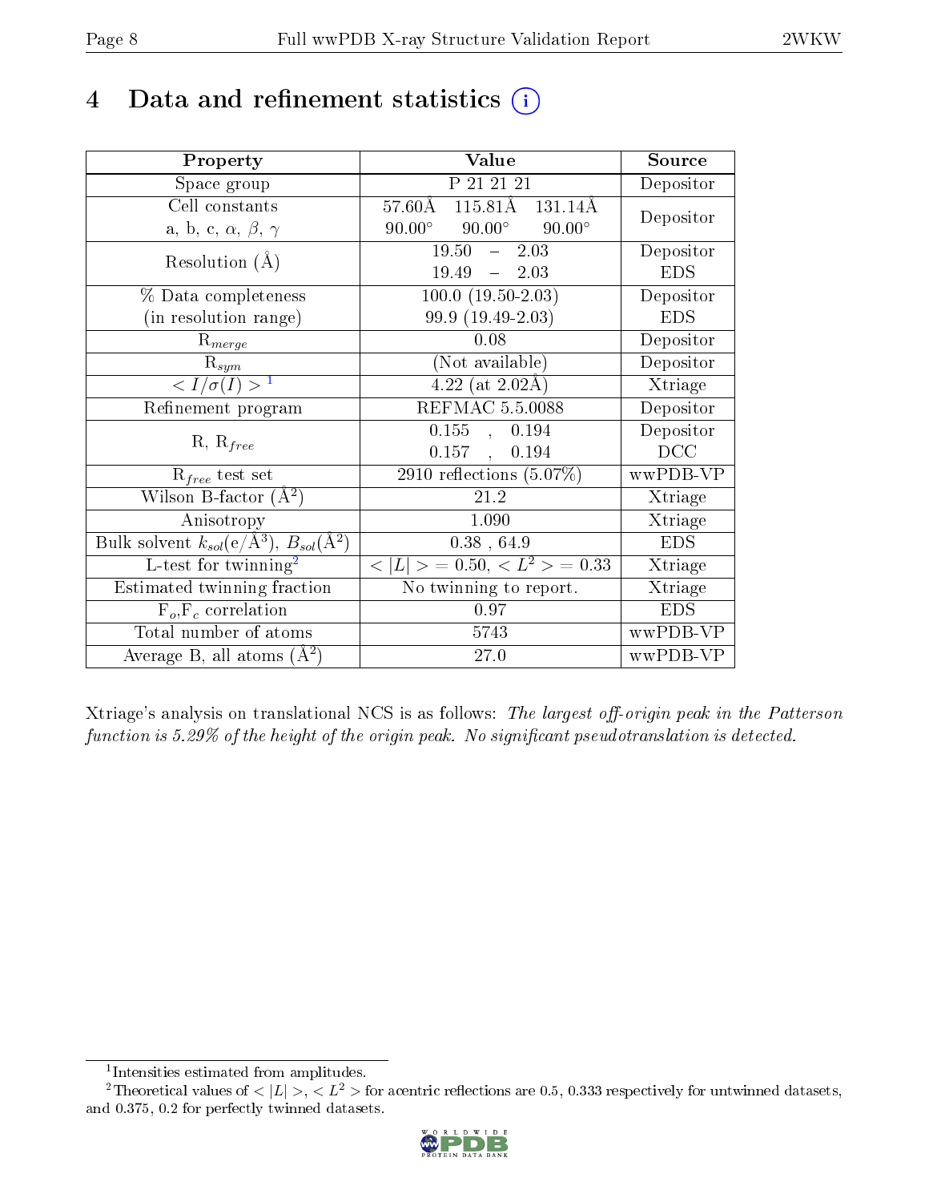# 4 Data and refinement statistics ⓘ

| Property | Value | Source |
|---|---|---|
| Space group | P 21 21 21 | Depositor |
| Cell constants<br>a, b, c, $\alpha$, $\beta$, $\gamma$ | 57.60Å 115.81Å 131.14Å<br>90.00° 90.00° 90.00° | Depositor |
| Resolution (Å) | 19.50 – 2.03<br>19.49 – 2.03 | Depositor<br>EDS |
| % Data completeness<br>(in resolution range) | 100.0 (19.50-2.03)<br>99.9 (19.49-2.03) | Depositor<br>EDS |
| $R_{merge}$ | 0.08 | Depositor |
| $R_{sym}$ | (Not available) | Depositor |
| $< I/\sigma(I) >$ [1] | 4.22 (at 2.02Å) | Xtriage |
| Refinement program | REFMAC 5.5.0088 | Depositor |
| R, $R_{free}$ | 0.155 , 0.194<br>0.157 , 0.194 | Depositor<br>DCC |
| $R_{free}$ test set | 2910 reflections (5.07%) | wwPDB-VP |
| Wilson B-factor (Å$^2$) | 21.2 | Xtriage |
| Anisotropy | 1.090 | Xtriage |
| Bulk solvent $k_{sol}$(e/Å$^3$), $B_{sol}$(Å$^2$) | 0.38 , 64.9 | EDS |
| L-test for twinning[2] | $< \|L\| > = 0.50$, $< L^2 > = 0.33$ | Xtriage |
| Estimated twinning fraction | No twinning to report. | Xtriage |
| $F_o$,$F_c$ correlation | 0.97 | EDS |
| Total number of atoms | 5743 | wwPDB-VP |
| Average B, all atoms (Å$^2$) | 27.0 | wwPDB-VP |

Xtriage's analysis on translational NCS is as follows: *The largest off-origin peak in the Patterson function is 5.29% of the height of the origin peak. No significant pseudotranslation is detected.*

[1] Intensities estimated from amplitudes.

[2] Theoretical values of $< |L| >$, $< L^2 >$ for acentric reflections are 0.5, 0.333 respectively for untwinned datasets, and 0.375, 0.2 for perfectly twinned datasets.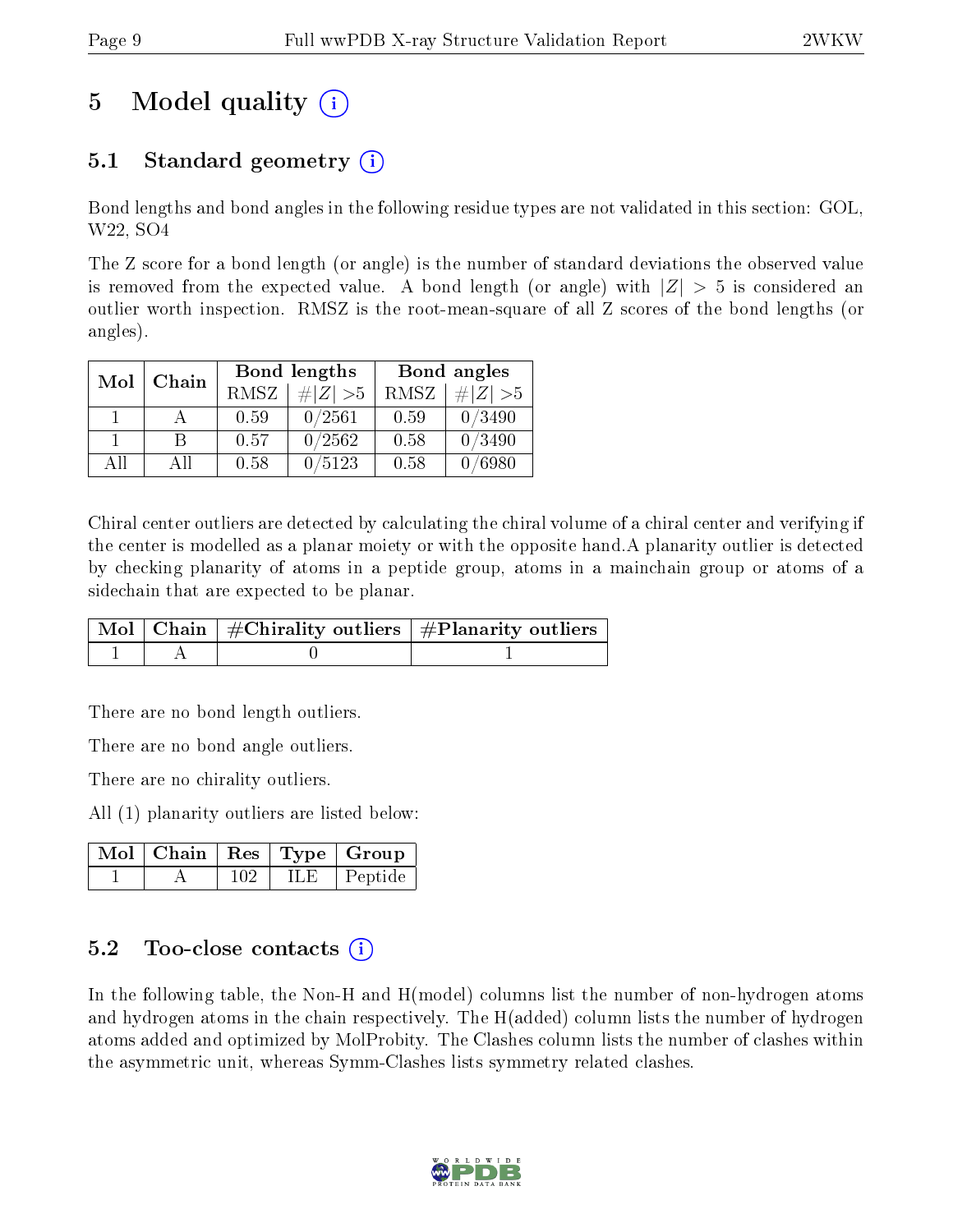# 5 Model quality (i)

## 5.1 Standard geometry (i)

Bond lengths and bond angles in the following residue types are not validated in this section: GOL, W22, SO4

The Z score for a bond length (or angle) is the number of standard deviations the observed value is removed from the expected value. A bond length (or angle) with $|Z| > 5$ is considered an outlier worth inspection. RMSZ is the root-mean-square of all Z scores of the bond lengths (or angles).

| Mol | Chain | Bond lengths | | Bond angles | |
|---|---|---|---|---|---|
| | | RMSZ | #\|Z\| >5 | RMSZ | #\|Z\| >5 |
| 1 | A | 0.59 | 0/2561 | 0.59 | 0/3490 |
| 1 | B | 0.57 | 0/2562 | 0.58 | 0/3490 |
| All | All | 0.58 | 0/5123 | 0.58 | 0/6980 |

Chiral center outliers are detected by calculating the chiral volume of a chiral center and verifying if the center is modelled as a planar moiety or with the opposite hand.A planarity outlier is detected by checking planarity of atoms in a peptide group, atoms in a mainchain group or atoms of a sidechain that are expected to be planar.

| Mol | Chain | #Chirality outliers | #Planarity outliers |
|---|---|---|---|
| 1 | A | 0 | 1 |

There are no bond length outliers.

There are no bond angle outliers.

There are no chirality outliers.

All (1) planarity outliers are listed below:

| Mol | Chain | Res | Type | Group |
|---|---|---|---|---|
| 1 | A | 102 | ILE | Peptide |

## 5.2 Too-close contacts (i)

In the following table, the Non-H and H(model) columns list the number of non-hydrogen atoms and hydrogen atoms in the chain respectively. The H(added) column lists the number of hydrogen atoms added and optimized by MolProbity. The Clashes column lists the number of clashes within the asymmetric unit, whereas Symm-Clashes lists symmetry related clashes.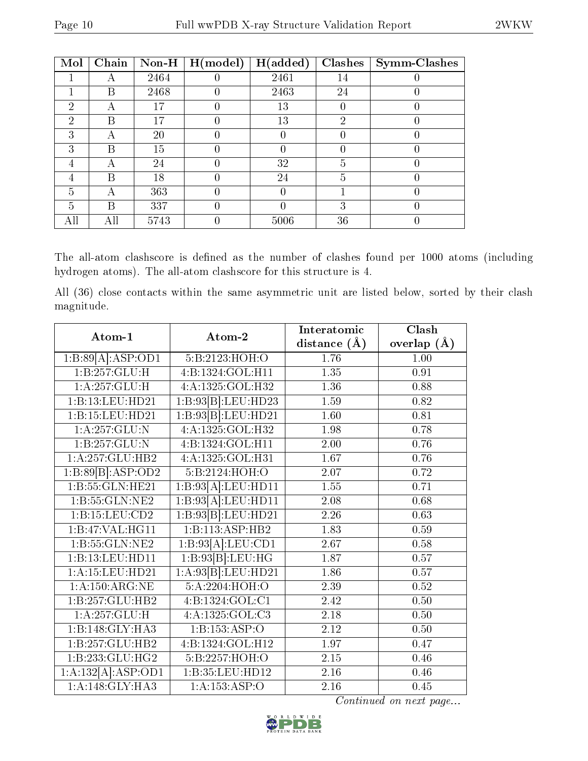| Mol | Chain | Non-H | H(model) | H(added) | Clashes | Symm-Clashes |
|---|---|---|---|---|---|---|
| 1 | A | 2464 | 0 | 2461 | 14 | 0 |
| 1 | B | 2468 | 0 | 2463 | 24 | 0 |
| 2 | A | 17 | 0 | 13 | 0 | 0 |
| 2 | B | 17 | 0 | 13 | 2 | 0 |
| 3 | A | 20 | 0 | 0 | 0 | 0 |
| 3 | B | 15 | 0 | 0 | 0 | 0 |
| 4 | A | 24 | 0 | 32 | 5 | 0 |
| 4 | B | 18 | 0 | 24 | 5 | 0 |
| 5 | A | 363 | 0 | 0 | 1 | 0 |
| 5 | B | 337 | 0 | 0 | 3 | 0 |
| All | All | 5743 | 0 | 5006 | 36 | 0 |

The all-atom clashscore is defined as the number of clashes found per 1000 atoms (including hydrogen atoms). The all-atom clashscore for this structure is 4.

All (36) close contacts within the same asymmetric unit are listed below, sorted by their clash magnitude.

| Atom-1 | Atom-2 | Interatomic distance (Å) | Clash overlap (Å) |
|---|---|---|---|
| 1:B:89[A]:ASP:OD1 | 5:B:2123:HOH:O | 1.76 | 1.00 |
| 1:B:257:GLU:H | 4:B:1324:GOL:H11 | 1.35 | 0.91 |
| 1:A:257:GLU:H | 4:A:1325:GOL:H32 | 1.36 | 0.88 |
| 1:B:13:LEU:HD21 | 1:B:93[B]:LEU:HD23 | 1.59 | 0.82 |
| 1:B:15:LEU:HD21 | 1:B:93[B]:LEU:HD21 | 1.60 | 0.81 |
| 1:A:257:GLU:N | 4:A:1325:GOL:H32 | 1.98 | 0.78 |
| 1:B:257:GLU:N | 4:B:1324:GOL:H11 | 2.00 | 0.76 |
| 1:A:257:GLU:HB2 | 4:A:1325:GOL:H31 | 1.67 | 0.76 |
| 1:B:89[B]:ASP:OD2 | 5:B:2124:HOH:O | 2.07 | 0.72 |
| 1:B:55:GLN:HE21 | 1:B:93[A]:LEU:HD11 | 1.55 | 0.71 |
| 1:B:55:GLN:NE2 | 1:B:93[A]:LEU:HD11 | 2.08 | 0.68 |
| 1:B:15:LEU:CD2 | 1:B:93[B]:LEU:HD21 | 2.26 | 0.63 |
| 1:B:47:VAL:HG11 | 1:B:113:ASP:HB2 | 1.83 | 0.59 |
| 1:B:55:GLN:NE2 | 1:B:93[A]:LEU:CD1 | 2.67 | 0.58 |
| 1:B:13:LEU:HD11 | 1:B:93[B]:LEU:HG | 1.87 | 0.57 |
| 1:A:15:LEU:HD21 | 1:A:93[B]:LEU:HD21 | 1.86 | 0.57 |
| 1:A:150:ARG:NE | 5:A:2204:HOH:O | 2.39 | 0.52 |
| 1:B:257:GLU:HB2 | 4:B:1324:GOL:C1 | 2.42 | 0.50 |
| 1:A:257:GLU:H | 4:A:1325:GOL:C3 | 2.18 | 0.50 |
| 1:B:148:GLY:HA3 | 1:B:153:ASP:O | 2.12 | 0.50 |
| 1:B:257:GLU:HB2 | 4:B:1324:GOL:H12 | 1.97 | 0.47 |
| 1:B:233:GLU:HG2 | 5:B:2257:HOH:O | 2.15 | 0.46 |
| 1:A:132[A]:ASP:OD1 | 1:B:35:LEU:HD12 | 2.16 | 0.46 |
| 1:A:148:GLY:HA3 | 1:A:153:ASP:O | 2.16 | 0.45 |

*Continued on next page...*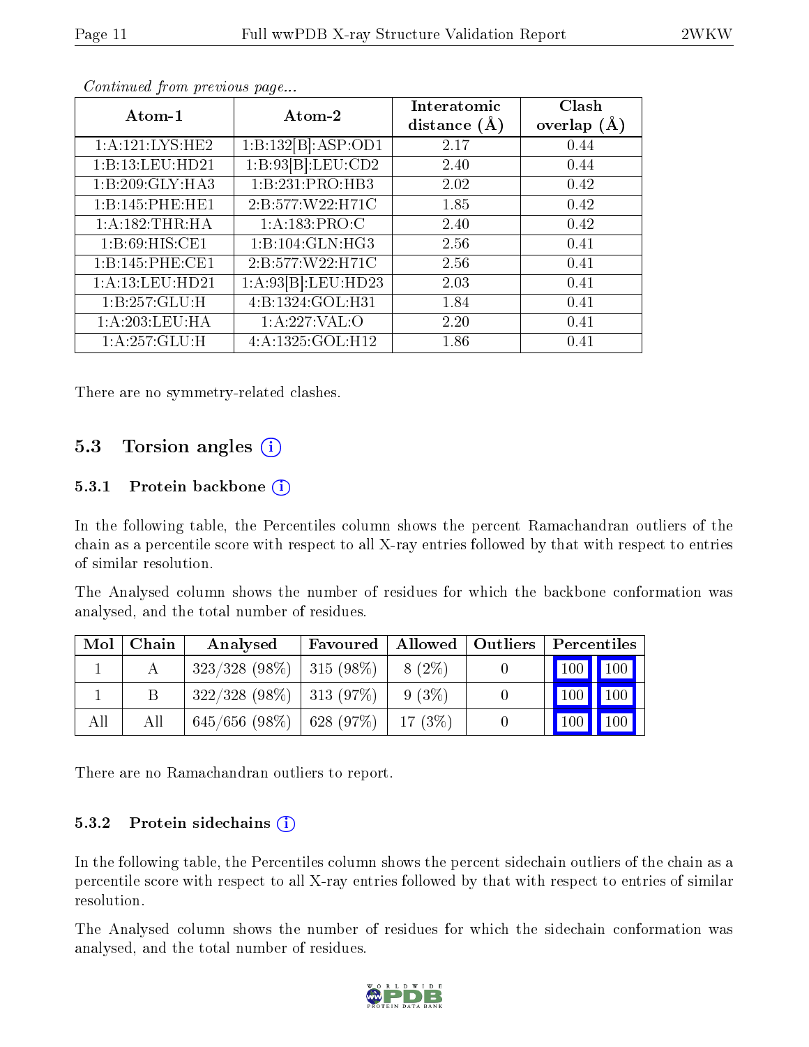*Continued from previous page...*

| Atom-1 | Atom-2 | Interatomic distance (Å) | Clash overlap (Å) |
|---|---|---|---|
| 1:A:121:LYS:HE2 | 1:B:132[B]:ASP:OD1 | 2.17 | 0.44 |
| 1:B:13:LEU:HD21 | 1:B:93[B]:LEU:CD2 | 2.40 | 0.44 |
| 1:B:209:GLY:HA3 | 1:B:231:PRO:HB3 | 2.02 | 0.42 |
| 1:B:145:PHE:HE1 | 2:B:577:W22:H71C | 1.85 | 0.42 |
| 1:A:182:THR:HA | 1:A:183:PRO:C | 2.40 | 0.42 |
| 1:B:69:HIS:CE1 | 1:B:104:GLN:HG3 | 2.56 | 0.41 |
| 1:B:145:PHE:CE1 | 2:B:577:W22:H71C | 2.56 | 0.41 |
| 1:A:13:LEU:HD21 | 1:A:93[B]:LEU:HD23 | 2.03 | 0.41 |
| 1:B:257:GLU:H | 4:B:1324:GOL:H31 | 1.84 | 0.41 |
| 1:A:203:LEU:HA | 1:A:227:VAL:O | 2.20 | 0.41 |
| 1:A:257:GLU:H | 4:A:1325:GOL:H12 | 1.86 | 0.41 |

There are no symmetry-related clashes.

## 5.3 Torsion angles

### 5.3.1 Protein backbone

In the following table, the Percentiles column shows the percent Ramachandran outliers of the chain as a percentile score with respect to all X-ray entries followed by that with respect to entries of similar resolution.

The Analysed column shows the number of residues for which the backbone conformation was analysed, and the total number of residues.

| Mol | Chain | Analysed | Favoured | Allowed | Outliers | Percentiles | |
|---|---|---|---|---|---|---|---|
| 1 | A | 323/328 (98%) | 315 (98%) | 8 (2%) | 0 | 100 | 100 |
| 1 | B | 322/328 (98%) | 313 (97%) | 9 (3%) | 0 | 100 | 100 |
| All | All | 645/656 (98%) | 628 (97%) | 17 (3%) | 0 | 100 | 100 |

There are no Ramachandran outliers to report.

### 5.3.2 Protein sidechains

In the following table, the Percentiles column shows the percent sidechain outliers of the chain as a percentile score with respect to all X-ray entries followed by that with respect to entries of similar resolution.

The Analysed column shows the number of residues for which the sidechain conformation was analysed, and the total number of residues.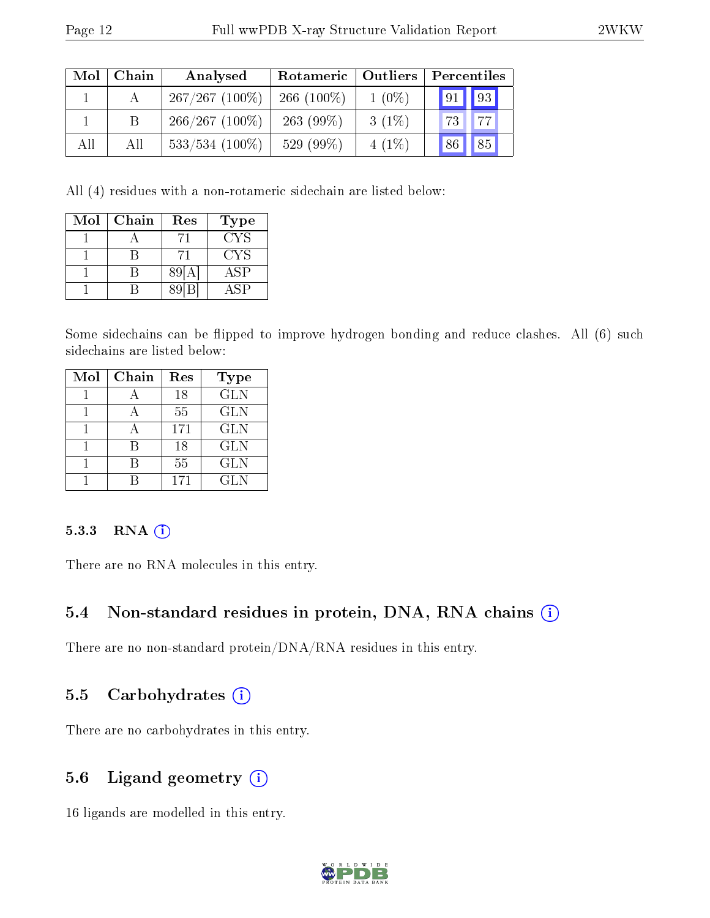| Mol | Chain | Analysed | Rotameric | Outliers | Percentiles | |
|---|---|---|---|---|---|---|
| 1 | A | 267/267 (100%) | 266 (100%) | 1 (0%) | 91 | 93 |
| 1 | B | 266/267 (100%) | 263 (99%) | 3 (1%) | 73 | 77 |
| All | All | 533/534 (100%) | 529 (99%) | 4 (1%) | 86 | 85 |

All (4) residues with a non-rotameric sidechain are listed below:

| Mol | Chain | Res | Type |
|---|---|---|---|
| 1 | A | 71 | CYS |
| 1 | B | 71 | CYS |
| 1 | B | 89[A] | ASP |
| 1 | B | 89[B] | ASP |

Some sidechains can be flipped to improve hydrogen bonding and reduce clashes. All (6) such sidechains are listed below:

| Mol | Chain | Res | Type |
|---|---|---|---|
| 1 | A | 18 | GLN |
| 1 | A | 55 | GLN |
| 1 | A | 171 | GLN |
| 1 | B | 18 | GLN |
| 1 | B | 55 | GLN |
| 1 | B | 171 | GLN |

### 5.3.3 RNA (i)

There are no RNA molecules in this entry.

## 5.4 Non-standard residues in protein, DNA, RNA chains (i)

There are no non-standard protein/DNA/RNA residues in this entry.

## 5.5 Carbohydrates (i)

There are no carbohydrates in this entry.

## 5.6 Ligand geometry (i)

16 ligands are modelled in this entry.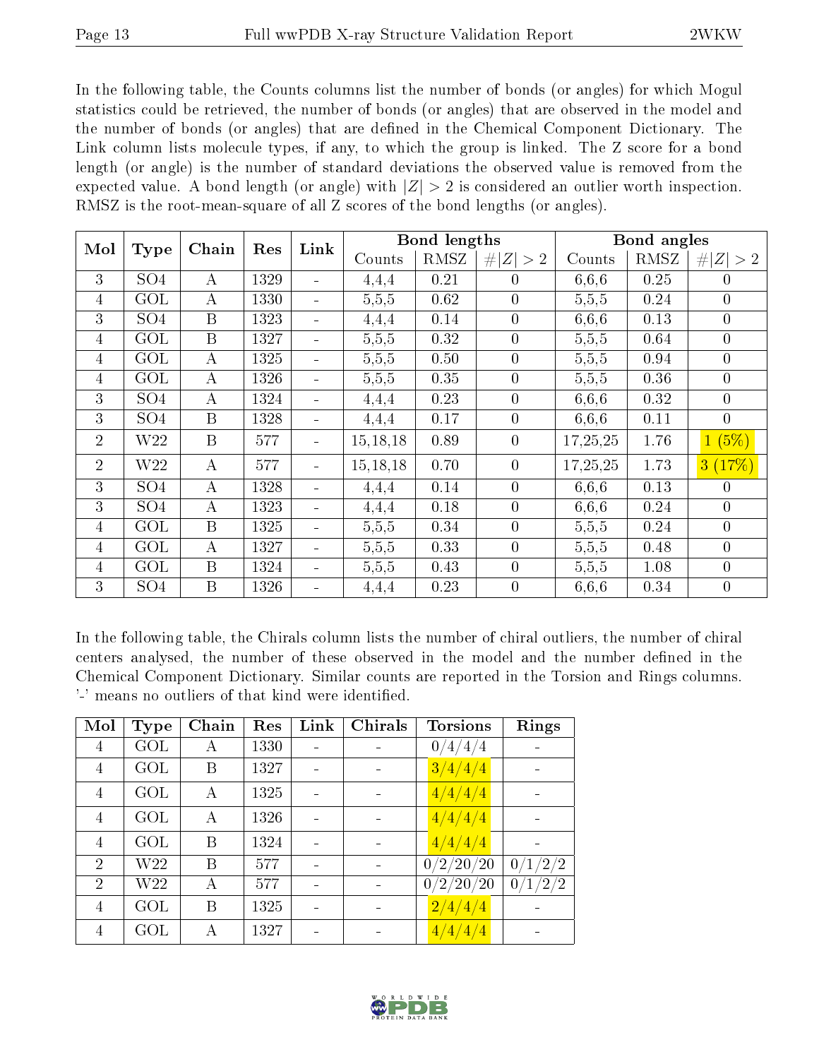In the following table, the Counts columns list the number of bonds (or angles) for which Mogul statistics could be retrieved, the number of bonds (or angles) that are observed in the model and the number of bonds (or angles) that are defined in the Chemical Component Dictionary. The Link column lists molecule types, if any, to which the group is linked. The Z score for a bond length (or angle) is the number of standard deviations the observed value is removed from the expected value. A bond length (or angle) with $|Z| > 2$ is considered an outlier worth inspection. RMSZ is the root-mean-square of all Z scores of the bond lengths (or angles).

| Mol | Type | Chain | Res | Link | Bond lengths | | | Bond angles | | |
|---|---|---|---|---|---|---|---|---|---|---|
| | | | | | Counts | RMSZ | $\#\|Z\| > 2$ | Counts | RMSZ | $\#\|Z\| > 2$ |
| 3 | SO4 | A | 1329 | - | 4,4,4 | 0.21 | 0 | 6,6,6 | 0.25 | 0 |
| 4 | GOL | A | 1330 | - | 5,5,5 | 0.62 | 0 | 5,5,5 | 0.24 | 0 |
| 3 | SO4 | B | 1323 | - | 4,4,4 | 0.14 | 0 | 6,6,6 | 0.13 | 0 |
| 4 | GOL | B | 1327 | - | 5,5,5 | 0.32 | 0 | 5,5,5 | 0.64 | 0 |
| 4 | GOL | A | 1325 | - | 5,5,5 | 0.50 | 0 | 5,5,5 | 0.94 | 0 |
| 4 | GOL | A | 1326 | - | 5,5,5 | 0.35 | 0 | 5,5,5 | 0.36 | 0 |
| 3 | SO4 | A | 1324 | - | 4,4,4 | 0.23 | 0 | 6,6,6 | 0.32 | 0 |
| 3 | SO4 | B | 1328 | - | 4,4,4 | 0.17 | 0 | 6,6,6 | 0.11 | 0 |
| 2 | W22 | B | 577 | - | 15,18,18 | 0.89 | 0 | 17,25,25 | 1.76 | 1 (5%) |
| 2 | W22 | A | 577 | - | 15,18,18 | 0.70 | 0 | 17,25,25 | 1.73 | 3 (17%) |
| 3 | SO4 | A | 1328 | - | 4,4,4 | 0.14 | 0 | 6,6,6 | 0.13 | 0 |
| 3 | SO4 | A | 1323 | - | 4,4,4 | 0.18 | 0 | 6,6,6 | 0.24 | 0 |
| 4 | GOL | B | 1325 | - | 5,5,5 | 0.34 | 0 | 5,5,5 | 0.24 | 0 |
| 4 | GOL | A | 1327 | - | 5,5,5 | 0.33 | 0 | 5,5,5 | 0.48 | 0 |
| 4 | GOL | B | 1324 | - | 5,5,5 | 0.43 | 0 | 5,5,5 | 1.08 | 0 |
| 3 | SO4 | B | 1326 | - | 4,4,4 | 0.23 | 0 | 6,6,6 | 0.34 | 0 |

In the following table, the Chirals column lists the number of chiral outliers, the number of chiral centers analysed, the number of these observed in the model and the number defined in the Chemical Component Dictionary. Similar counts are reported in the Torsion and Rings columns. '-' means no outliers of that kind were identified.

| Mol | Type | Chain | Res | Link | Chirals | Torsions | Rings |
|---|---|---|---|---|---|---|---|
| 4 | GOL | A | 1330 | - | - | 0/4/4/4 | - |
| 4 | GOL | B | 1327 | - | - | 3/4/4/4 | - |
| 4 | GOL | A | 1325 | - | - | 4/4/4/4 | - |
| 4 | GOL | A | 1326 | - | - | 4/4/4/4 | - |
| 4 | GOL | B | 1324 | - | - | 4/4/4/4 | - |
| 2 | W22 | B | 577 | - | - | 0/2/20/20 | 0/1/2/2 |
| 2 | W22 | A | 577 | - | - | 0/2/20/20 | 0/1/2/2 |
| 4 | GOL | B | 1325 | - | - | 2/4/4/4 | - |
| 4 | GOL | A | 1327 | - | - | 4/4/4/4 | - |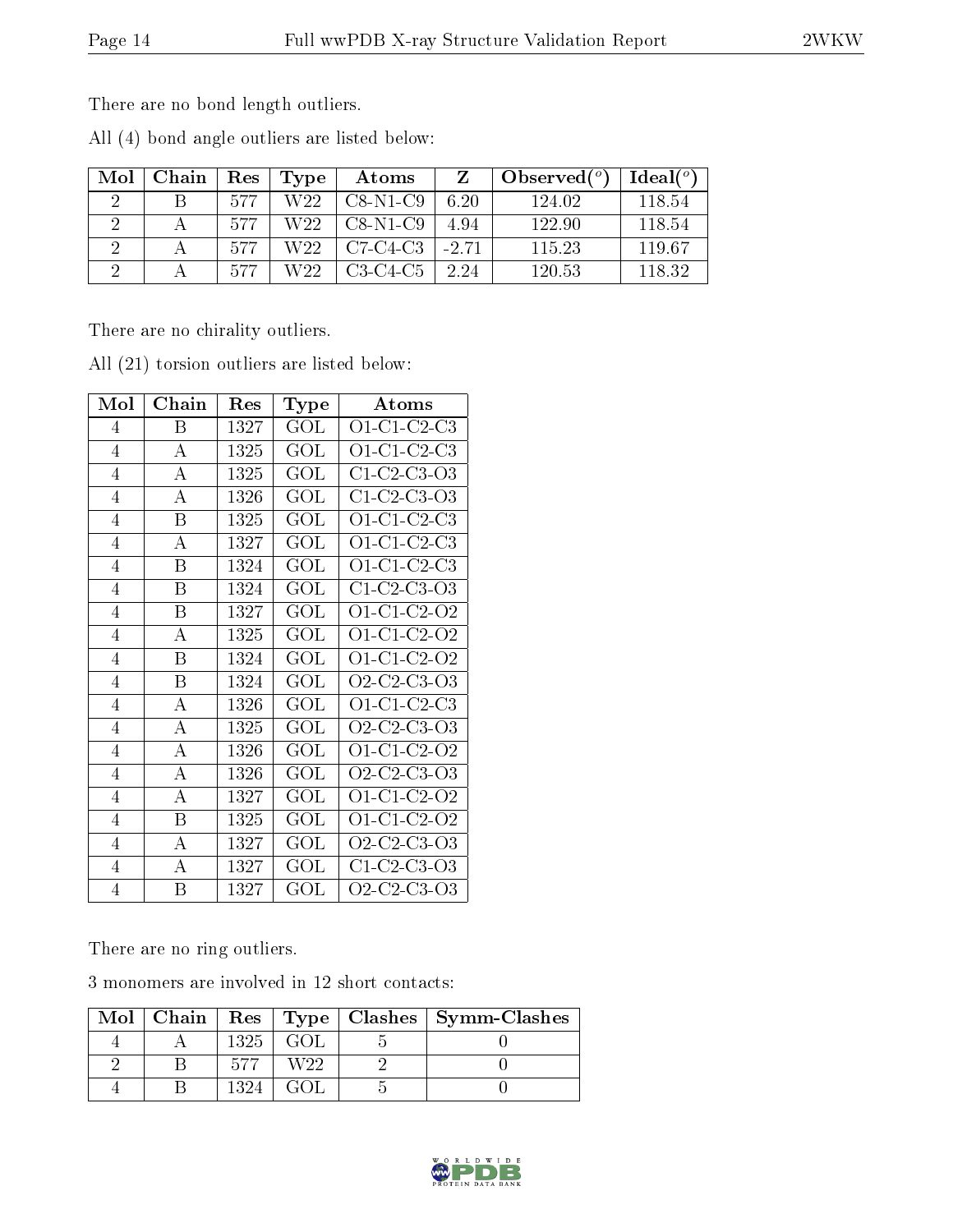There are no bond length outliers.

All (4) bond angle outliers are listed below:

| Mol | Chain | Res | Type | Atoms | Z | Observed(°) | Ideal(°) |
|---|---|---|---|---|---|---|---|
| 2 | B | 577 | W22 | C8-N1-C9 | 6.20 | 124.02 | 118.54 |
| 2 | A | 577 | W22 | C8-N1-C9 | 4.94 | 122.90 | 118.54 |
| 2 | A | 577 | W22 | C7-C4-C3 | -2.71 | 115.23 | 119.67 |
| 2 | A | 577 | W22 | C3-C4-C5 | 2.24 | 120.53 | 118.32 |

There are no chirality outliers.

All (21) torsion outliers are listed below:

| Mol | Chain | Res | Type | Atoms |
|---|---|---|---|---|
| 4 | B | 1327 | GOL | O1-C1-C2-C3 |
| 4 | A | 1325 | GOL | O1-C1-C2-C3 |
| 4 | A | 1325 | GOL | C1-C2-C3-O3 |
| 4 | A | 1326 | GOL | C1-C2-C3-O3 |
| 4 | B | 1325 | GOL | O1-C1-C2-C3 |
| 4 | A | 1327 | GOL | O1-C1-C2-C3 |
| 4 | B | 1324 | GOL | O1-C1-C2-C3 |
| 4 | B | 1324 | GOL | C1-C2-C3-O3 |
| 4 | B | 1327 | GOL | O1-C1-C2-O2 |
| 4 | A | 1325 | GOL | O1-C1-C2-O2 |
| 4 | B | 1324 | GOL | O1-C1-C2-O2 |
| 4 | B | 1324 | GOL | O2-C2-C3-O3 |
| 4 | A | 1326 | GOL | O1-C1-C2-C3 |
| 4 | A | 1325 | GOL | O2-C2-C3-O3 |
| 4 | A | 1326 | GOL | O1-C1-C2-O2 |
| 4 | A | 1326 | GOL | O2-C2-C3-O3 |
| 4 | A | 1327 | GOL | O1-C1-C2-O2 |
| 4 | B | 1325 | GOL | O1-C1-C2-O2 |
| 4 | A | 1327 | GOL | O2-C2-C3-O3 |
| 4 | A | 1327 | GOL | C1-C2-C3-O3 |
| 4 | B | 1327 | GOL | O2-C2-C3-O3 |

There are no ring outliers.

3 monomers are involved in 12 short contacts:

| Mol | Chain | Res | Type | Clashes | Symm-Clashes |
|---|---|---|---|---|---|
| 4 | A | 1325 | GOL | 5 | 0 |
| 2 | B | 577 | W22 | 2 | 0 |
| 4 | B | 1324 | GOL | 5 | 0 |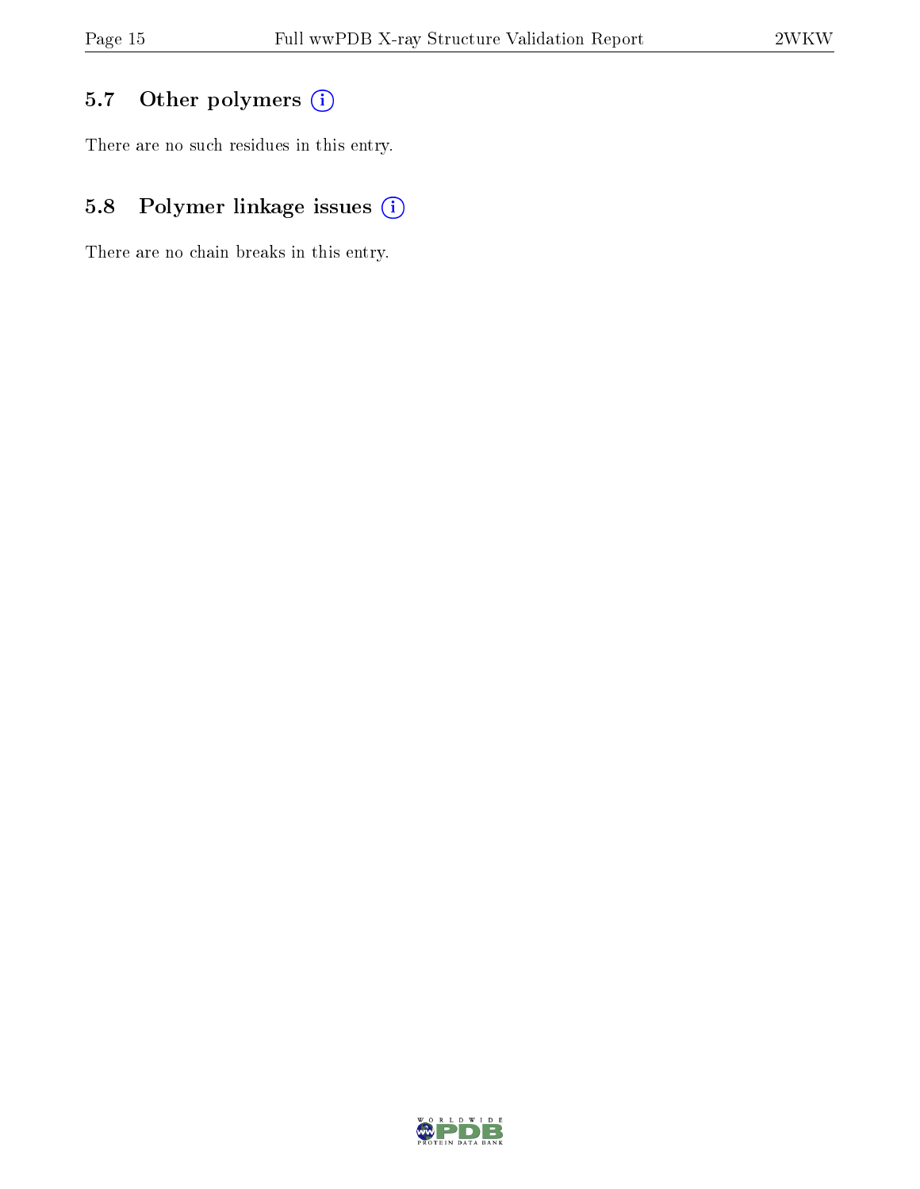### 5.7 Other polymers

There are no such residues in this entry.

### 5.8 Polymer linkage issues

There are no chain breaks in this entry.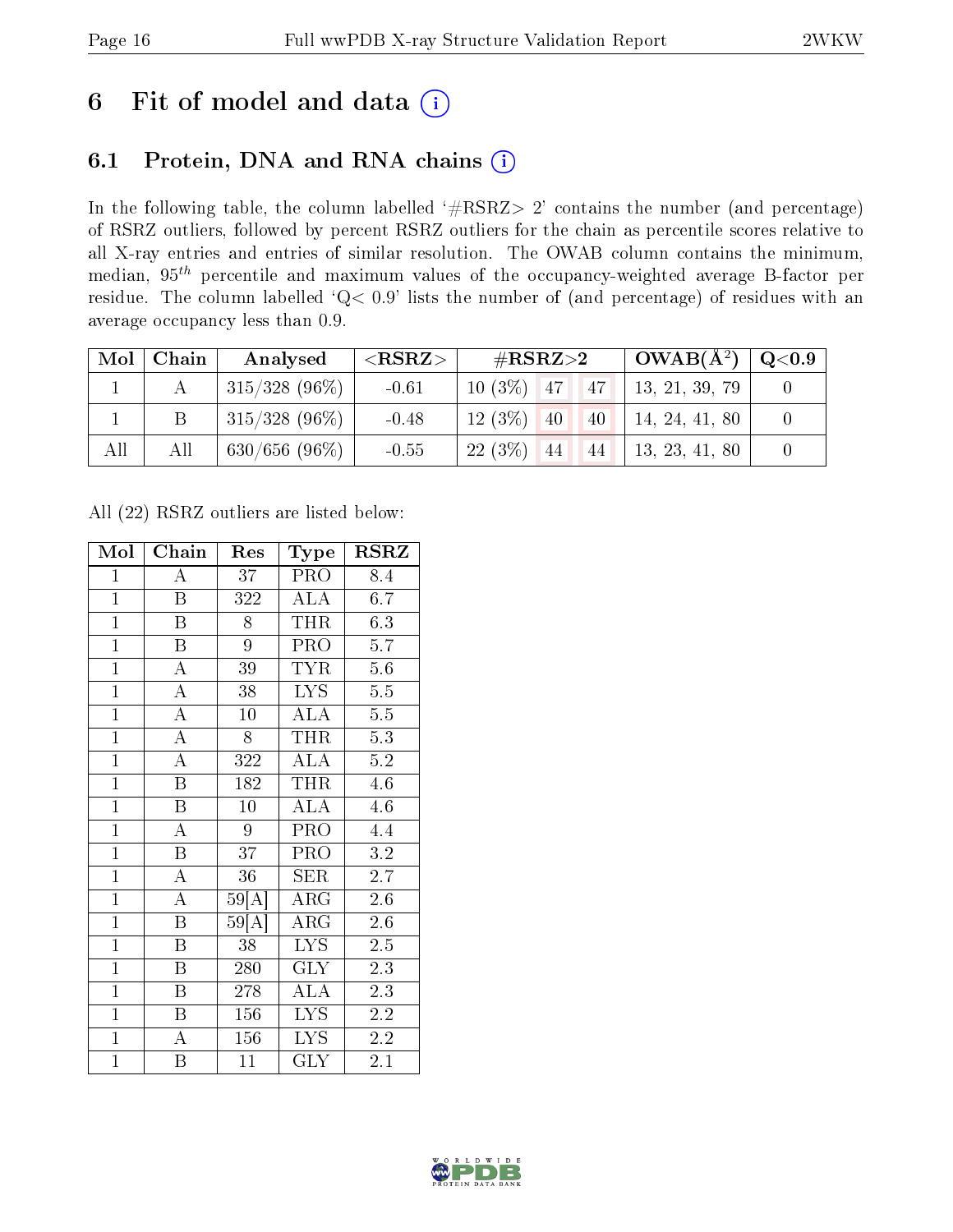# 6 Fit of model and data

## 6.1 Protein, DNA and RNA chains

In the following table, the column labelled '#RSRZ> 2' contains the number (and percentage) of RSRZ outliers, followed by percent RSRZ outliers for the chain as percentile scores relative to all X-ray entries and entries of similar resolution. The OWAB column contains the minimum, median, $95^{th}$ percentile and maximum values of the occupancy-weighted average B-factor per residue. The column labelled 'Q< 0.9' lists the number of (and percentage) of residues with an average occupancy less than 0.9.

| Mol | Chain | Analysed | <RSRZ> | #RSRZ>2 | | | OWAB(Å$^2$) | Q<0.9 |
|---|---|---|---|---|---|---|---|---|
| 1 | A | 315/328 (96%) | -0.61 | 10 (3%) | 47 | 47 | 13, 21, 39, 79 | 0 |
| 1 | B | 315/328 (96%) | -0.48 | 12 (3%) | 40 | 40 | 14, 24, 41, 80 | 0 |
| All | All | 630/656 (96%) | -0.55 | 22 (3%) | 44 | 44 | 13, 23, 41, 80 | 0 |

All (22) RSRZ outliers are listed below:

| Mol | Chain | Res | Type | RSRZ |
|---|---|---|---|---|
| 1 | A | 37 | PRO | 8.4 |
| 1 | B | 322 | ALA | 6.7 |
| 1 | B | 8 | THR | 6.3 |
| 1 | B | 9 | PRO | 5.7 |
| 1 | A | 39 | TYR | 5.6 |
| 1 | A | 38 | LYS | 5.5 |
| 1 | A | 10 | ALA | 5.5 |
| 1 | A | 8 | THR | 5.3 |
| 1 | A | 322 | ALA | 5.2 |
| 1 | B | 182 | THR | 4.6 |
| 1 | B | 10 | ALA | 4.6 |
| 1 | A | 9 | PRO | 4.4 |
| 1 | B | 37 | PRO | 3.2 |
| 1 | A | 36 | SER | 2.7 |
| 1 | A | 59[A] | ARG | 2.6 |
| 1 | B | 59[A] | ARG | 2.6 |
| 1 | B | 38 | LYS | 2.5 |
| 1 | B | 280 | GLY | 2.3 |
| 1 | B | 278 | ALA | 2.3 |
| 1 | B | 156 | LYS | 2.2 |
| 1 | A | 156 | LYS | 2.2 |
| 1 | B | 11 | GLY | 2.1 |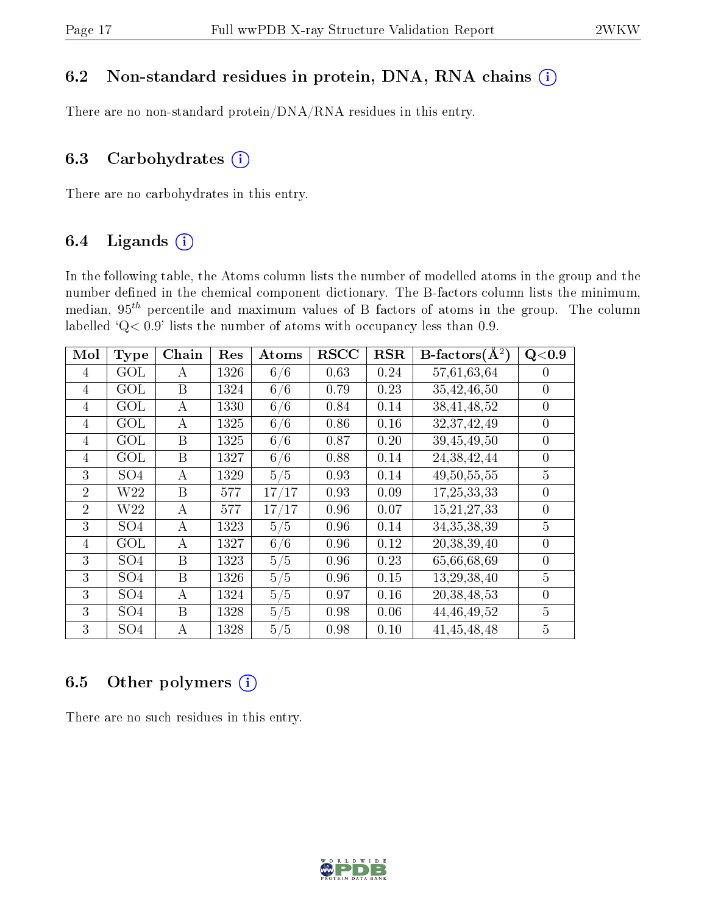### 6.2 Non-standard residues in protein, DNA, RNA chains

There are no non-standard protein/DNA/RNA residues in this entry.

### 6.3 Carbohydrates

There are no carbohydrates in this entry.

### 6.4 Ligands

In the following table, the Atoms column lists the number of modelled atoms in the group and the number defined in the chemical component dictionary. The B-factors column lists the minimum, median, $95^{th}$ percentile and maximum values of B factors of atoms in the group. The column labelled 'Q< 0.9' lists the number of atoms with occupancy less than 0.9.

| Mol | Type | Chain | Res | Atoms | RSCC | RSR | B-factors($Å^2$) | Q<0.9 |
|---|---|---|---|---|---|---|---|---|
| 4 | GOL | A | 1326 | 6/6 | 0.63 | 0.24 | 57,61,63,64 | 0 |
| 4 | GOL | B | 1324 | 6/6 | 0.79 | 0.23 | 35,42,46,50 | 0 |
| 4 | GOL | A | 1330 | 6/6 | 0.84 | 0.14 | 38,41,48,52 | 0 |
| 4 | GOL | A | 1325 | 6/6 | 0.86 | 0.16 | 32,37,42,49 | 0 |
| 4 | GOL | B | 1325 | 6/6 | 0.87 | 0.20 | 39,45,49,50 | 0 |
| 4 | GOL | B | 1327 | 6/6 | 0.88 | 0.14 | 24,38,42,44 | 0 |
| 3 | SO4 | A | 1329 | 5/5 | 0.93 | 0.14 | 49,50,55,55 | 5 |
| 2 | W22 | B | 577 | 17/17 | 0.93 | 0.09 | 17,25,33,33 | 0 |
| 2 | W22 | A | 577 | 17/17 | 0.96 | 0.07 | 15,21,27,33 | 0 |
| 3 | SO4 | A | 1323 | 5/5 | 0.96 | 0.14 | 34,35,38,39 | 5 |
| 4 | GOL | A | 1327 | 6/6 | 0.96 | 0.12 | 20,38,39,40 | 0 |
| 3 | SO4 | B | 1323 | 5/5 | 0.96 | 0.23 | 65,66,68,69 | 0 |
| 3 | SO4 | B | 1326 | 5/5 | 0.96 | 0.15 | 13,29,38,40 | 5 |
| 3 | SO4 | A | 1324 | 5/5 | 0.97 | 0.16 | 20,38,48,53 | 0 |
| 3 | SO4 | B | 1328 | 5/5 | 0.98 | 0.06 | 44,46,49,52 | 5 |
| 3 | SO4 | A | 1328 | 5/5 | 0.98 | 0.10 | 41,45,48,48 | 5 |

### 6.5 Other polymers

There are no such residues in this entry.